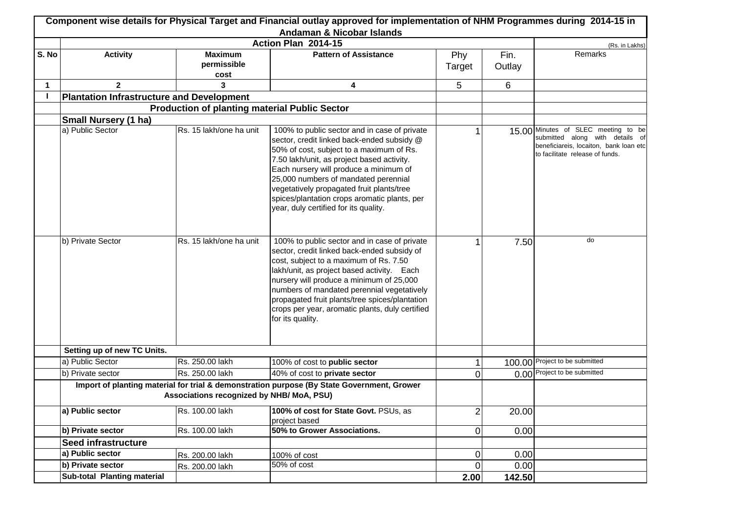# Component wise details for Physical Target and Financial outlay approved for implementation of NHM Programmes during 2014-15 in Andaman & Nicobar Islands

## Action Plan 2014-15

(Rs. in Lakhs)

| S. No | Activity | Maximum permissible cost | Pattern of Assistance | Phy Target | Fin. Outlay | Remarks |
|---|---|---|---|---|---|---|
| 1 | 2 | 3 | 4 | 5 | 6 | |
| I | **Plantation Infrastructure and Development** | | | | | |
| | **Production of planting material Public Sector** | | | | | |
| | **Small Nursery (1 ha)** | | | | | |
| | a) Public Sector | Rs. 15 lakh/one ha unit | 100% to public sector and in case of private sector, credit linked back-ended subsidy @ 50% of cost, subject to a maximum of Rs. 7.50 lakh/unit, as project based activity. Each nursery will produce a minimum of 25,000 numbers of mandated perennial vegetatively propagated fruit plants/tree spices/plantation crops aromatic plants, per year, duly certified for its quality. | 1 | 15.00 | Minutes of SLEC meeting to be submitted along with details of beneficiareis, locaiton, bank loan etc to facilitate release of funds. |
| | b) Private Sector | Rs. 15 lakh/one ha unit | 100% to public sector and in case of private sector, credit linked back-ended subsidy of cost, subject to a maximum of Rs. 7.50 lakh/unit, as project based activity. Each nursery will produce a minimum of 25,000 numbers of mandated perennial vegetatively propagated fruit plants/tree spices/plantation crops per year, aromatic plants, duly certified for its quality. | 1 | 7.50 | do |
| | **Setting up of new TC Units.** | | | | | |
| | a) Public Sector | Rs. 250.00 lakh | 100% of cost to **public sector** | 1 | 100.00 | Project to be submitted |
| | b) Private sector | Rs. 250.00 lakh | 40% of cost to **private sector** | 0 | 0.00 | Project to be submitted |
| | **Import of planting material for trial & demonstration purpose (By State Government, Grower Associations recognized by NHB/ MoA, PSU)** | | | | | |
| | **a) Public sector** | Rs. 100.00 lakh | **100% of cost for State Govt.** PSUs, as project based | 2 | 20.00 | |
| | **b) Private sector** | Rs. 100.00 lakh | **50% to Grower Associations.** | 0 | 0.00 | |
| | **Seed infrastructure** | | | | | |
| | **a) Public sector** | Rs. 200.00 lakh | 100% of cost | 0 | 0.00 | |
| | **b) Private sector** | Rs. 200.00 lakh | 50% of cost | 0 | 0.00 | |
| | **Sub-total Planting material** | | | **2.00** | **142.50** | |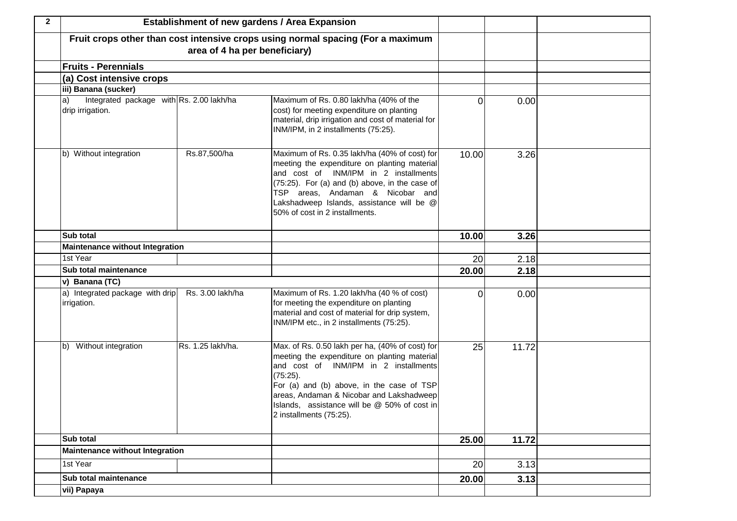| 2 | Establishment of new gardens / Area Expansion | | | | | |
|---|---|---|---|---|---|---|
| | Fruit crops other than cost intensive crops using normal spacing (For a maximum area of 4 ha per beneficiary) | | | | | |
| | **Fruits - Perennials** | | | | | |
| | **(a) Cost intensive crops** | | | | | |
| | **iii) Banana (sucker)** | | | | | |
| | a) Integrated package with drip irrigation. | Rs. 2.00 lakh/ha | Maximum of Rs. 0.80 lakh/ha (40% of the cost) for meeting expenditure on planting material, drip irrigation and cost of material for INM/IPM, in 2 installments (75:25). | 0 | 0.00 | |
| | b) Without integration | Rs.87,500/ha | Maximum of Rs. 0.35 lakh/ha (40% of cost) for meeting the expenditure on planting material and cost of INM/IPM in 2 installments (75:25). For (a) and (b) above, in the case of TSP areas, Andaman & Nicobar and Lakshadweep Islands, assistance will be @ 50% of cost in 2 installments. | 10.00 | 3.26 | |
| | **Sub total** | | | **10.00** | **3.26** | |
| | **Maintenance without Integration** | | | | | |
| | 1st Year | | | 20 | 2.18 | |
| | **Sub total maintenance** | | | **20.00** | **2.18** | |
| | **v) Banana (TC)** | | | | | |
| | a) Integrated package with drip irrigation. | Rs. 3.00 lakh/ha | Maximum of Rs. 1.20 lakh/ha (40 % of cost) for meeting the expenditure on planting material and cost of material for drip system, INM/IPM etc., in 2 installments (75:25). | 0 | 0.00 | |
| | b) Without integration | Rs. 1.25 lakh/ha. | Max. of Rs. 0.50 lakh per ha, (40% of cost) for meeting the expenditure on planting material and cost of INM/IPM in 2 installments (75:25). For (a) and (b) above, in the case of TSP areas, Andaman & Nicobar and Lakshadweep Islands, assistance will be @ 50% of cost in 2 installments (75:25). | 25 | 11.72 | |
| | **Sub total** | | | **25.00** | **11.72** | |
| | **Maintenance without Integration** | | | | | |
| | 1st Year | | | 20 | 3.13 | |
| | **Sub total maintenance** | | | **20.00** | **3.13** | |
| | **vii) Papaya** | | | | | |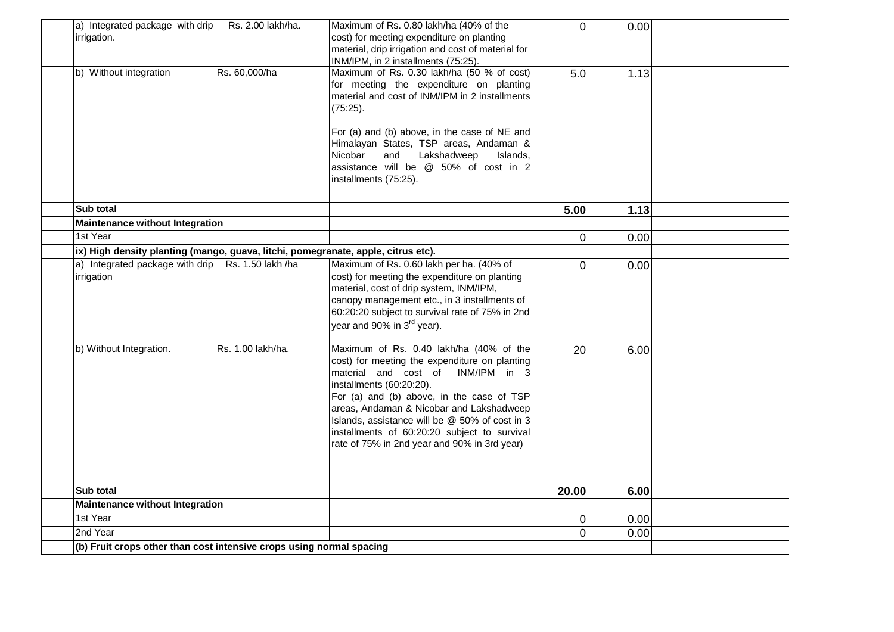| | | | | | | |
|---|---|---|---|---|---|---|
| | a) Integrated package with drip irrigation. | Rs. 2.00 lakh/ha. | Maximum of Rs. 0.80 lakh/ha (40% of the cost) for meeting expenditure on planting material, drip irrigation and cost of material for INM/IPM, in 2 installments (75:25). | 0 | 0.00 | |
| | b) Without integration | Rs. 60,000/ha | Maximum of Rs. 0.30 lakh/ha (50 % of cost) for meeting the expenditure on planting material and cost of INM/IPM in 2 installments (75:25).<br><br>For (a) and (b) above, in the case of NE and Himalayan States, TSP areas, Andaman & Nicobar and Lakshadweep Islands, assistance will be @ 50% of cost in 2 installments (75:25). | 5.0 | 1.13 | |
| | **Sub total** | | | **5.00** | **1.13** | |
| | **Maintenance without Integration** | | | | | |
| | 1st Year | | | 0 | 0.00 | |
| | **ix) High density planting (mango, guava, litchi, pomegranate, apple, citrus etc).** | | | | | |
| | a) Integrated package with drip irrigation | Rs. 1.50 lakh /ha | Maximum of Rs. 0.60 lakh per ha. (40% of cost) for meeting the expenditure on planting material, cost of drip system, INM/IPM, canopy management etc., in 3 installments of 60:20:20 subject to survival rate of 75% in 2nd year and 90% in 3rd year). | 0 | 0.00 | |
| | b) Without Integration. | Rs. 1.00 lakh/ha. | Maximum of Rs. 0.40 lakh/ha (40% of the cost) for meeting the expenditure on planting material and cost of INM/IPM in 3 installments (60:20:20).<br>For (a) and (b) above, in the case of TSP areas, Andaman & Nicobar and Lakshadweep Islands, assistance will be @ 50% of cost in 3 installments of 60:20:20 subject to survival rate of 75% in 2nd year and 90% in 3rd year) | 20 | 6.00 | |
| | **Sub total** | | | **20.00** | **6.00** | |
| | **Maintenance without Integration** | | | | | |
| | 1st Year | | | 0 | 0.00 | |
| | 2nd Year | | | 0 | 0.00 | |
| | **(b) Fruit crops other than cost intensive crops using normal spacing** | | | | | |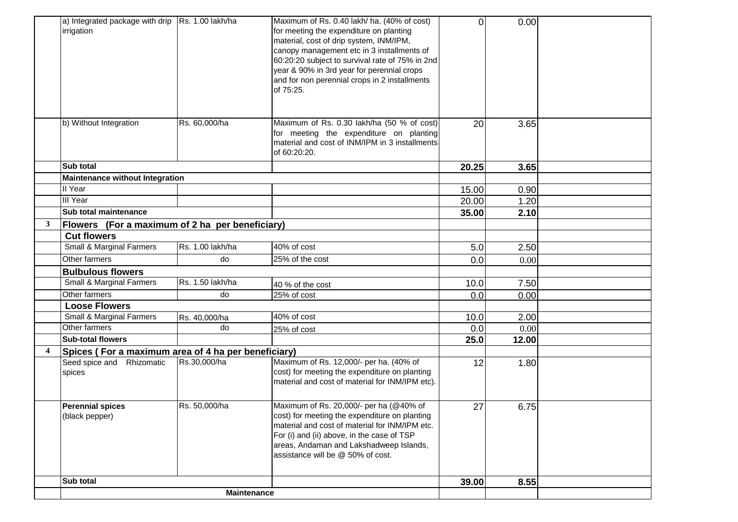| | | | | | | |
|---|---|---|---|---|---|---|
| | a) Integrated package with drip irrigation | Rs. 1.00 lakh/ha | Maximum of Rs. 0.40 lakh/ ha. (40% of cost) for meeting the expenditure on planting material, cost of drip system, INM/IPM, canopy management etc in 3 installments of 60:20:20 subject to survival rate of 75% in 2nd year & 90% in 3rd year for perennial crops and for non perennial crops in 2 installments of 75:25. | 0 | 0.00 | |
| | b) Without Integration | Rs. 60,000/ha | Maximum of Rs. 0.30 lakh/ha (50 % of cost) for meeting the expenditure on planting material and cost of INM/IPM in 3 installments of 60:20:20. | 20 | 3.65 | |
| | **Sub total** | | | **20.25** | **3.65** | |
| | **Maintenance without Integration** | | | | | |
| | II Year | | | 15.00 | 0.90 | |
| | III Year | | | 20.00 | 1.20 | |
| | **Sub total maintenance** | | | **35.00** | **2.10** | |
| **3** | **Flowers (For a maximum of 2 ha per beneficiary)** | | | | | |
| | **Cut flowers** | | | | | |
| | Small & Marginal Farmers | Rs. 1.00 lakh/ha | 40% of cost | 5.0 | 2.50 | |
| | Other farmers | do | 25% of the cost | 0.0 | 0.00 | |
| | **Bulbulous flowers** | | | | | |
| | Small & Marginal Farmers | Rs. 1.50 lakh/ha | 40 % of the cost | 10.0 | 7.50 | |
| | Other farmers | do | 25% of cost | 0.0 | 0.00 | |
| | **Loose Flowers** | | | | | |
| | Small & Marginal Farmers | Rs. 40,000/ha | 40% of cost | 10.0 | 2.00 | |
| | Other farmers | do | 25% of cost | 0.0 | 0.00 | |
| | **Sub-total flowers** | | | **25.0** | **12.00** | |
| **4** | **Spices ( For a maximum area of 4 ha per beneficiary)** | | | | | |
| | Seed spice and Rhizomatic spices | Rs.30,000/ha | Maximum of Rs. 12,000/- per ha. (40% of cost) for meeting the expenditure on planting material and cost of material for INM/IPM etc). | 12 | 1.80 | |
| | **Perennial spices** (black pepper) | Rs. 50,000/ha | Maximum of Rs. 20,000/- per ha (@40% of cost) for meeting the expenditure on planting material and cost of material for INM/IPM etc. For (i) and (ii) above, in the case of TSP areas, Andaman and Lakshadweep Islands, assistance will be @ 50% of cost. | 27 | 6.75 | |
| | **Sub total** | | | **39.00** | **8.55** | |
| | **Maintenance** | | | | | |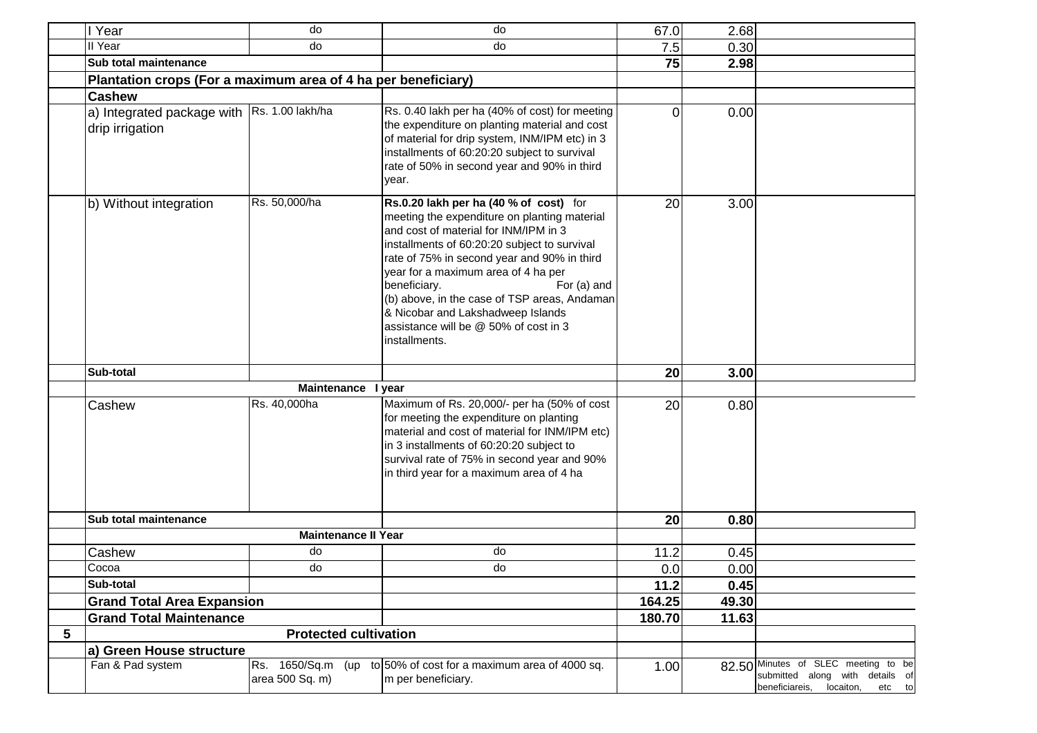|   |   |   |   |   |   |   |
|---|---|---|---|---|---|---|
|   | I Year | do | do | 67.0 | 2.68 |   |
|   | II Year | do | do | 7.5 | 0.30 |   |
|   | **Sub total maintenance** |   |   | **75** | **2.98** |   |
|   | **Plantation crops (For a maximum area of 4 ha per beneficiary)** |   |   |   |   |   |
|   | **Cashew** |   |   |   |   |   |
|   | a) Integrated package with drip irrigation | Rs. 1.00 lakh/ha | Rs. 0.40 lakh per ha (40% of cost) for meeting the expenditure on planting material and cost of material for drip system, INM/IPM etc) in 3 installments of 60:20:20 subject to survival rate of 50% in second year and 90% in third year. | 0 | 0.00 |   |
|   | b) Without integration | Rs. 50,000/ha | **Rs.0.20 lakh per ha (40 % of cost)** for meeting the expenditure on planting material and cost of material for INM/IPM in 3 installments of 60:20:20 subject to survival rate of 75% in second year and 90% in third year for a maximum area of 4 ha per beneficiary. For (a) and (b) above, in the case of TSP areas, Andaman & Nicobar and Lakshadweep Islands assistance will be @ 50% of cost in 3 installments. | 20 | 3.00 |   |
|   | **Sub-total** |   |   | **20** | **3.00** |   |
|   | **Maintenance I year** |   |   |   |   |   |
|   | Cashew | Rs. 40,000ha | Maximum of Rs. 20,000/- per ha (50% of cost for meeting the expenditure on planting material and cost of material for INM/IPM etc) in 3 installments of 60:20:20 subject to survival rate of 75% in second year and 90% in third year for a maximum area of 4 ha | 20 | 0.80 |   |
|   | **Sub total maintenance** |   |   | **20** | **0.80** |   |
|   | **Maintenance II Year** |   |   |   |   |   |
|   | Cashew | do | do | 11.2 | 0.45 |   |
|   | Cocoa | do | do | 0.0 | 0.00 |   |
|   | **Sub-total** |   |   | **11.2** | **0.45** |   |
|   | **Grand Total Area Expansion** |   |   | **164.25** | **49.30** |   |
|   | **Grand Total Maintenance** |   |   | **180.70** | **11.63** |   |
| **5** | **Protected cultivation** |   |   |   |   |   |
|   | **a) Green House structure** |   |   |   |   |   |
|   | Fan & Pad system | Rs. 1650/Sq.m (up to area 500 Sq. m) | 50% of cost for a maximum area of 4000 sq. m per beneficiary. | 1.00 | 82.50 | Minutes of SLEC meeting to be submitted along with details of beneficiareis, locaiton, etc to |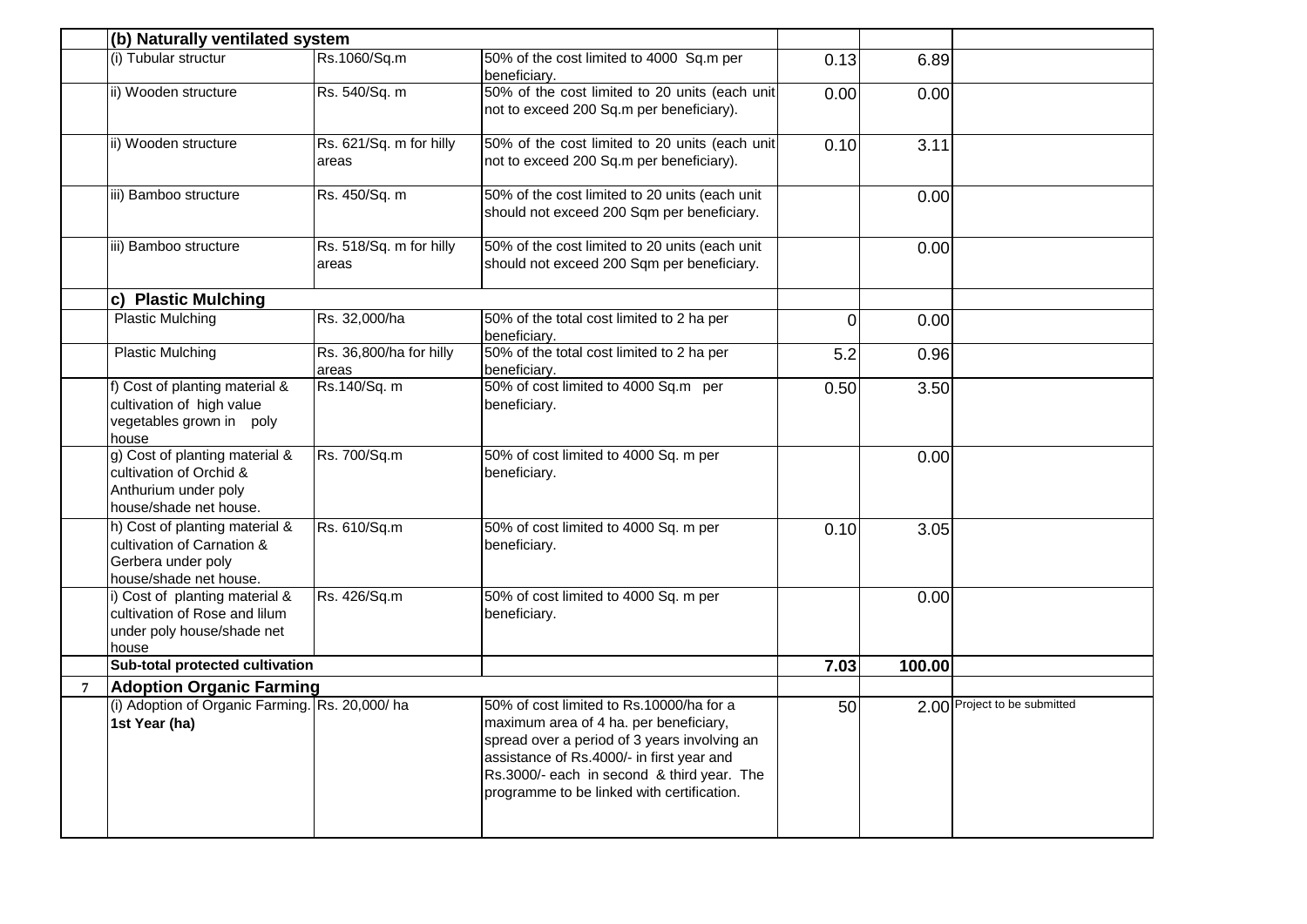| | | | | | | |
|---|---|---|---|---|---|---|
| | **(b) Naturally ventilated system** | | | | | |
| | (i) Tubular structur | Rs.1060/Sq.m | 50% of the cost limited to 4000 Sq.m per beneficiary. | 0.13 | 6.89 | |
| | ii) Wooden structure | Rs. 540/Sq. m | 50% of the cost limited to 20 units (each unit not to exceed 200 Sq.m per beneficiary). | 0.00 | 0.00 | |
| | ii) Wooden structure | Rs. 621/Sq. m for hilly areas | 50% of the cost limited to 20 units (each unit not to exceed 200 Sq.m per beneficiary). | 0.10 | 3.11 | |
| | iii) Bamboo structure | Rs. 450/Sq. m | 50% of the cost limited to 20 units (each unit should not exceed 200 Sqm per beneficiary. | | 0.00 | |
| | iii) Bamboo structure | Rs. 518/Sq. m for hilly areas | 50% of the cost limited to 20 units (each unit should not exceed 200 Sqm per beneficiary. | | 0.00 | |
| | **c) Plastic Mulching** | | | | | |
| | Plastic Mulching | Rs. 32,000/ha | 50% of the total cost limited to 2 ha per beneficiary. | 0 | 0.00 | |
| | Plastic Mulching | Rs. 36,800/ha for hilly areas | 50% of the total cost limited to 2 ha per beneficiary. | 5.2 | 0.96 | |
| | f) Cost of planting material & cultivation of high value vegetables grown in poly house | Rs.140/Sq. m | 50% of cost limited to 4000 Sq.m per beneficiary. | 0.50 | 3.50 | |
| | g) Cost of planting material & cultivation of Orchid & Anthurium under poly house/shade net house. | Rs. 700/Sq.m | 50% of cost limited to 4000 Sq. m per beneficiary. | | 0.00 | |
| | h) Cost of planting material & cultivation of Carnation & Gerbera under poly house/shade net house. | Rs. 610/Sq.m | 50% of cost limited to 4000 Sq. m per beneficiary. | 0.10 | 3.05 | |
| | i) Cost of planting material & cultivation of Rose and lilum under poly house/shade net house | Rs. 426/Sq.m | 50% of cost limited to 4000 Sq. m per beneficiary. | | 0.00 | |
| | **Sub-total protected cultivation** | | | **7.03** | **100.00** | |
| 7 | **Adoption Organic Farming** | | | | | |
| | (i) Adoption of Organic Farming. **1st Year (ha)** | Rs. 20,000/ ha | 50% of cost limited to Rs.10000/ha for a maximum area of 4 ha. per beneficiary, spread over a period of 3 years involving an assistance of Rs.4000/- in first year and Rs.3000/- each in second & third year. The programme to be linked with certification. | 50 | 2.00 | Project to be submitted |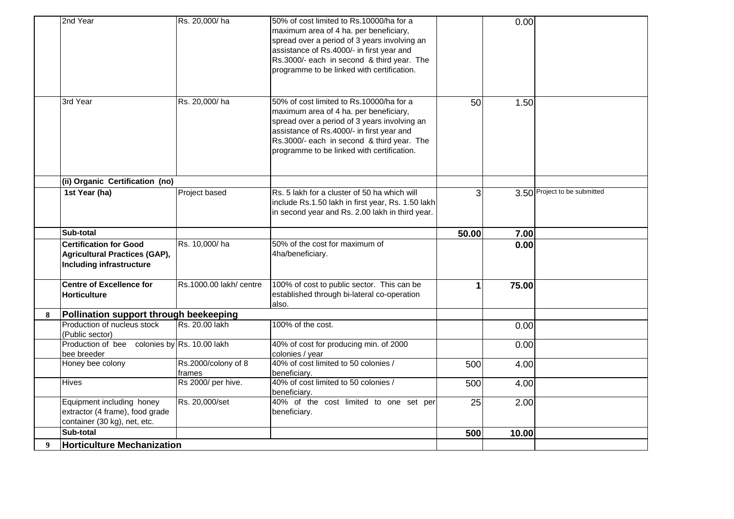| | | | | | | |
|---|---|---|---|---|---|---|
| | 2nd Year | Rs. 20,000/ ha | 50% of cost limited to Rs.10000/ha for a maximum area of 4 ha. per beneficiary, spread over a period of 3 years involving an assistance of Rs.4000/- in first year and Rs.3000/- each in second & third year. The programme to be linked with certification. | | 0.00 | |
| | 3rd Year | Rs. 20,000/ ha | 50% of cost limited to Rs.10000/ha for a maximum area of 4 ha. per beneficiary, spread over a period of 3 years involving an assistance of Rs.4000/- in first year and Rs.3000/- each in second & third year. The programme to be linked with certification. | 50 | 1.50 | |
| | **(ii) Organic Certification (no)** | | | | | |
| | **1st Year (ha)** | Project based | Rs. 5 lakh for a cluster of 50 ha which will include Rs.1.50 lakh in first year, Rs. 1.50 lakh in second year and Rs. 2.00 lakh in third year. | 3 | 3.50 | Project to be submitted |
| | **Sub-total** | | | **50.00** | **7.00** | |
| | **Certification for Good Agricultural Practices (GAP), Including infrastructure** | Rs. 10,000/ ha | 50% of the cost for maximum of 4ha/beneficiary. | | **0.00** | |
| | **Centre of Excellence for Horticulture** | Rs.1000.00 lakh/ centre | 100% of cost to public sector. This can be established through bi-lateral co-operation also. | **1** | **75.00** | |
| **8** | **Pollination support through beekeeping** | | | | | |
| | Production of nucleus stock (Public sector) | Rs. 20.00 lakh | 100% of the cost. | | 0.00 | |
| | Production of bee colonies by bee breeder | Rs. 10.00 lakh | 40% of cost for producing min. of 2000 colonies / year | | 0.00 | |
| | Honey bee colony | Rs.2000/colony of 8 frames | 40% of cost limited to 50 colonies / beneficiary. | 500 | 4.00 | |
| | Hives | Rs 2000/ per hive. | 40% of cost limited to 50 colonies / beneficiary. | 500 | 4.00 | |
| | Equipment including honey extractor (4 frame), food grade container (30 kg), net, etc. | Rs. 20,000/set | 40% of the cost limited to one set per beneficiary. | 25 | 2.00 | |
| | **Sub-total** | | | **500** | **10.00** | |
| **9** | **Horticulture Mechanization** | | | | | |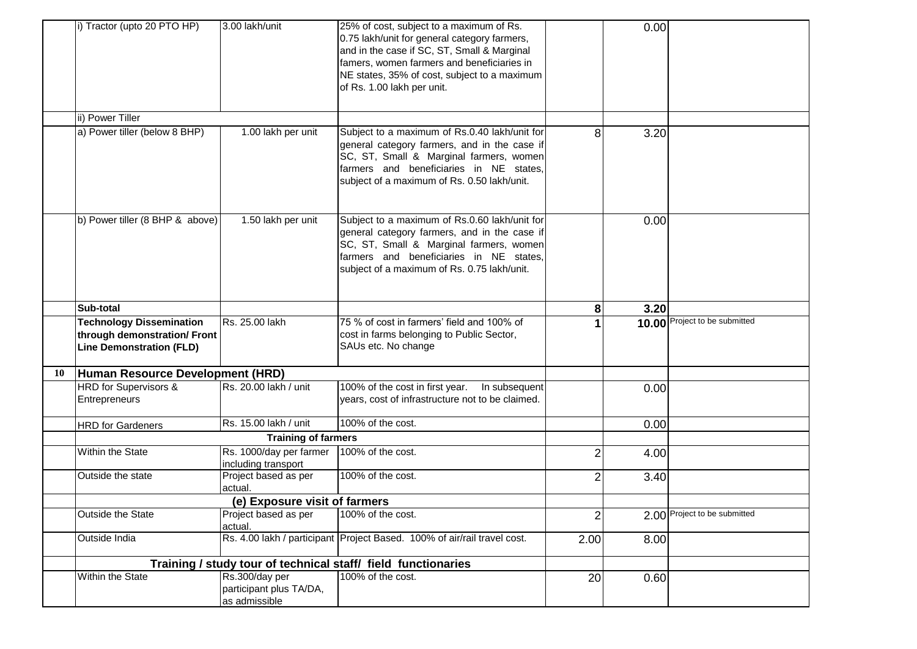| | | | | | | |
|---|---|---|---|---|---|---|
| | i) Tractor (upto 20 PTO HP) | 3.00 lakh/unit | 25% of cost, subject to a maximum of Rs. 0.75 lakh/unit for general category farmers, and in the case if SC, ST, Small & Marginal famers, women farmers and beneficiaries in NE states, 35% of cost, subject to a maximum of Rs. 1.00 lakh per unit. | | 0.00 | |
| | ii) Power Tiller | | | | | |
| | a) Power tiller (below 8 BHP) | 1.00 lakh per unit | Subject to a maximum of Rs.0.40 lakh/unit for general category farmers, and in the case if SC, ST, Small & Marginal farmers, women farmers and beneficiaries in NE states, subject of a maximum of Rs. 0.50 lakh/unit. | 8 | 3.20 | |
| | b) Power tiller (8 BHP & above) | 1.50 lakh per unit | Subject to a maximum of Rs.0.60 lakh/unit for general category farmers, and in the case if SC, ST, Small & Marginal farmers, women farmers and beneficiaries in NE states, subject of a maximum of Rs. 0.75 lakh/unit. | | 0.00 | |
| | **Sub-total** | | | **8** | **3.20** | |
| | **Technology Dissemination through demonstration/ Front Line Demonstration (FLD)** | Rs. 25.00 lakh | 75 % of cost in farmers' field and 100% of cost in farms belonging to Public Sector, SAUs etc. No change | **1** | **10.00** | Project to be submitted |
| **10** | **Human Resource Development (HRD)** | | | | | |
| | HRD for Supervisors & Entrepreneurs | Rs. 20.00 lakh / unit | 100% of the cost in first year. In subsequent years, cost of infrastructure not to be claimed. | | 0.00 | |
| | HRD for Gardeners | Rs. 15.00 lakh / unit | 100% of the cost. | | 0.00 | |
| | **Training of farmers** | | | | | |
| | Within the State | Rs. 1000/day per farmer including transport | 100% of the cost. | 2 | 4.00 | |
| | Outside the state | Project based as per actual. | 100% of the cost. | 2 | 3.40 | |
| | **(e) Exposure visit of farmers** | | | | | |
| | Outside the State | Project based as per actual. | 100% of the cost. | 2 | 2.00 | Project to be submitted |
| | Outside India | Rs. 4.00 lakh / participant | Project Based. 100% of air/rail travel cost. | 2.00 | 8.00 | |
| | **Training / study tour of technical staff/ field functionaries** | | | | | |
| | Within the State | Rs.300/day per participant plus TA/DA, as admissible | 100% of the cost. | 20 | 0.60 | |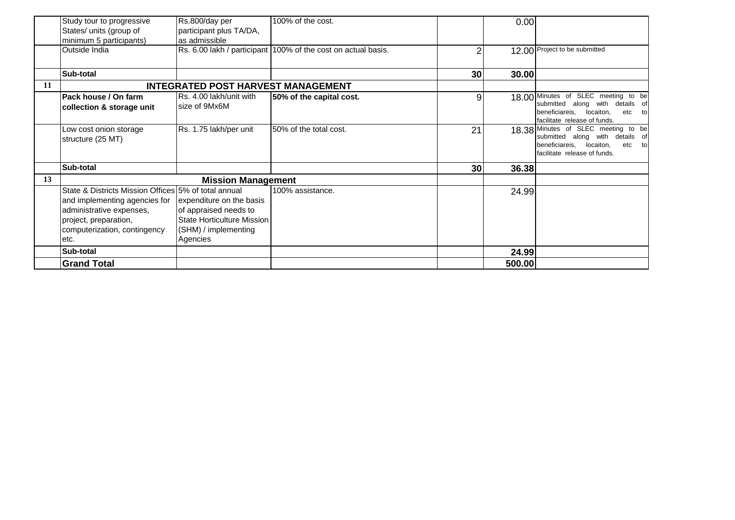| | | | | | | |
|---|---|---|---|---|---|---|
| | Study tour to progressive States/ units (group of minimum 5 participants) | Rs.800/day per participant plus TA/DA, as admissible | 100% of the cost. | | 0.00 | |
| | Outside India | Rs. 6.00 lakh / participant | 100% of the cost on actual basis. | 2 | 12.00 | Project to be submitted |
| | **Sub-total** | | | **30** | **30.00** | |
| **11** | **INTEGRATED POST HARVEST MANAGEMENT** | | | | | |
| | **Pack house / On farm collection & storage unit** | Rs. 4.00 lakh/unit with size of 9Mx6M | **50% of the capital cost.** | 9 | 18.00 | Minutes of SLEC meeting to be submitted along with details of beneficiareis, locaiton, etc to facilitate release of funds. |
| | Low cost onion storage structure (25 MT) | Rs. 1.75 lakh/per unit | 50% of the total cost. | 21 | 18.38 | Minutes of SLEC meeting to be submitted along with details of beneficiareis, locaiton, etc to facilitate release of funds. |
| | **Sub-total** | | | **30** | **36.38** | |
| **13** | **Mission Management** | | | | | |
| | State & Districts Mission Offices and implementing agencies for administrative expenses, project, preparation, computerization, contingency etc. | 5% of total annual expenditure on the basis of appraised needs to State Horticulture Mission (SHM) / implementing Agencies | 100% assistance. | | 24.99 | |
| | **Sub-total** | | | | **24.99** | |
| | **Grand Total** | | | | **500.00** | |